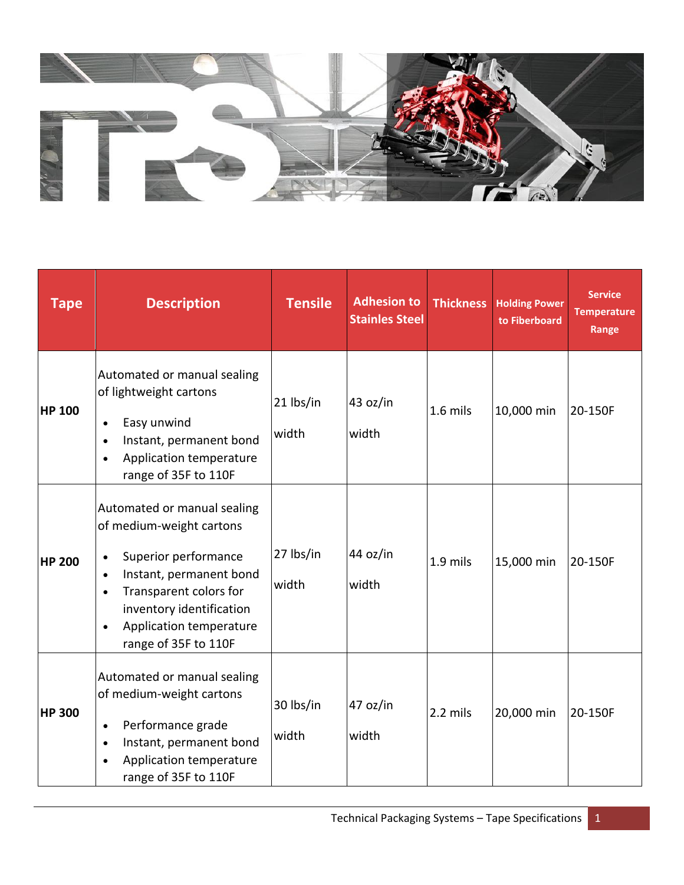| Tape | Description | Tensile | Adhesion to Stainles Steel | Thickness | Holding Power to Fiberboard | Service Temperature Range |
|---|---|---|---|---|---|---|
| **HP 100** | Automated or manual sealing of lightweight cartons<br>• Easy unwind<br>• Instant, permanent bond<br>• Application temperature range of 35F to 110F | 21 lbs/in width | 43 oz/in width | 1.6 mils | 10,000 min | 20-150F |
| **HP 200** | Automated or manual sealing of medium-weight cartons<br>• Superior performance<br>• Instant, permanent bond<br>• Transparent colors for inventory identification<br>• Application temperature range of 35F to 110F | 27 lbs/in width | 44 oz/in width | 1.9 mils | 15,000 min | 20-150F |
| **HP 300** | Automated or manual sealing of medium-weight cartons<br>• Performance grade<br>• Instant, permanent bond<br>• Application temperature range of 35F to 110F | 30 lbs/in width | 47 oz/in width | 2.2 mils | 20,000 min | 20-150F |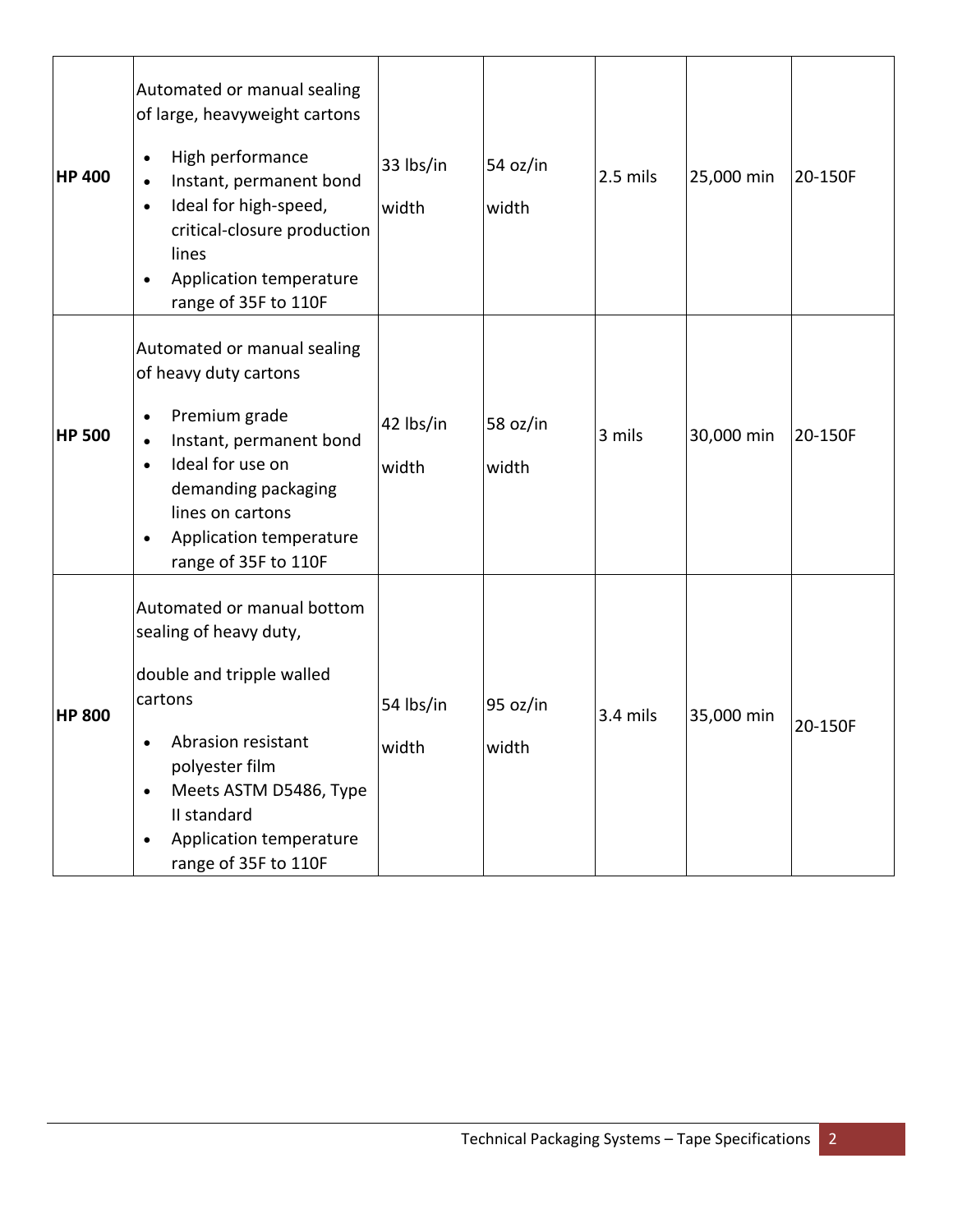| | | | | | | |
|---|---|---|---|---|---|---|
| **HP 400** | Automated or manual sealing of large, heavyweight cartons<br>• High performance<br>• Instant, permanent bond<br>• Ideal for high-speed, critical-closure production lines<br>• Application temperature range of 35F to 110F | 33 lbs/in width | 54 oz/in width | 2.5 mils | 25,000 min | 20-150F |
| **HP 500** | Automated or manual sealing of heavy duty cartons<br>• Premium grade<br>• Instant, permanent bond<br>• Ideal for use on demanding packaging lines on cartons<br>• Application temperature range of 35F to 110F | 42 lbs/in width | 58 oz/in width | 3 mils | 30,000 min | 20-150F |
| **HP 800** | Automated or manual bottom sealing of heavy duty,<br>double and tripple walled cartons<br>• Abrasion resistant polyester film<br>• Meets ASTM D5486, Type II standard<br>• Application temperature range of 35F to 110F | 54 lbs/in width | 95 oz/in width | 3.4 mils | 35,000 min | 20-150F |